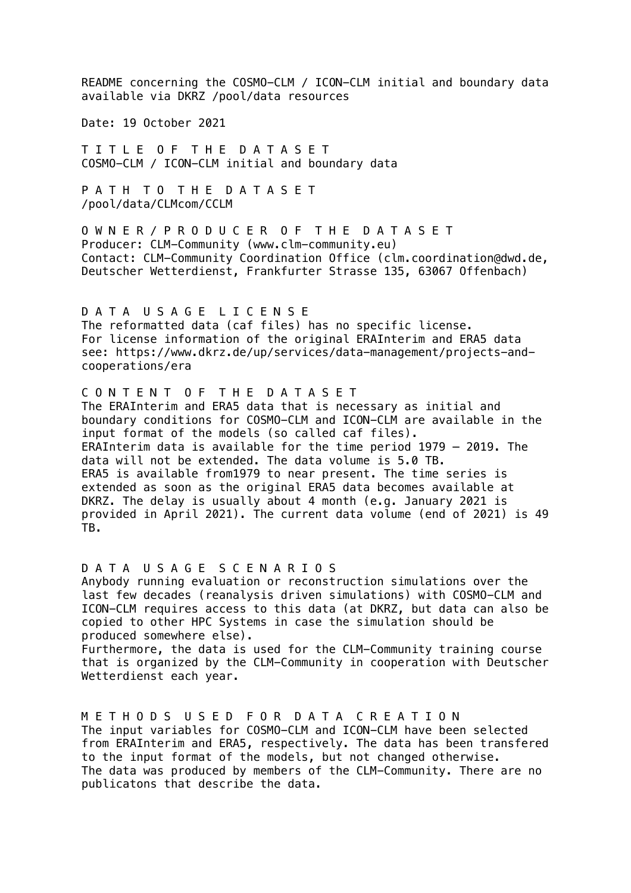README concerning the COSMO-CLM / ICON-CLM initial and boundary data available via DKRZ /pool/data resources

Date: 19 October 2021

## T I T L E O F T H E D A T A S E T

COSMO-CLM / ICON-CLM initial and boundary data

## P A T H T O T H E D A T A S E T

/pool/data/CLMcom/CCLM

## O W N E R / P R O D U C E R O F T H E D A T A S E T

Producer: CLM-Community (www.clm-community.eu)
Contact: CLM-Community Coordination Office (clm.coordination@dwd.de, Deutscher Wetterdienst, Frankfurter Strasse 135, 63067 Offenbach)

## D A T A U S A G E L I C E N S E

The reformatted data (caf files) has no specific license.
For license information of the original ERAInterim and ERA5 data see: https://www.dkrz.de/up/services/data-management/projects-and-cooperations/era

## C O N T E N T O F T H E D A T A S E T

The ERAInterim and ERA5 data that is necessary as initial and boundary conditions for COSMO-CLM and ICON-CLM are available in the input format of the models (so called caf files).
ERAInterim data is available for the time period 1979 – 2019. The data will not be extended. The data volume is 5.0 TB.
ERA5 is available from1979 to near present. The time series is extended as soon as the original ERA5 data becomes available at DKRZ. The delay is usually about 4 month (e.g. January 2021 is provided in April 2021). The current data volume (end of 2021) is 49 TB.

## D A T A U S A G E S C E N A R I O S

Anybody running evaluation or reconstruction simulations over the last few decades (reanalysis driven simulations) with COSMO-CLM and ICON-CLM requires access to this data (at DKRZ, but data can also be copied to other HPC Systems in case the simulation should be produced somewhere else).
Furthermore, the data is used for the CLM-Community training course that is organized by the CLM-Community in cooperation with Deutscher Wetterdienst each year.

## M E T H O D S U S E D F O R D A T A C R E A T I O N

The input variables for COSMO-CLM and ICON-CLM have been selected from ERAInterim and ERA5, respectively. The data has been transfered to the input format of the models, but not changed otherwise.
The data was produced by members of the CLM-Community. There are no publicatons that describe the data.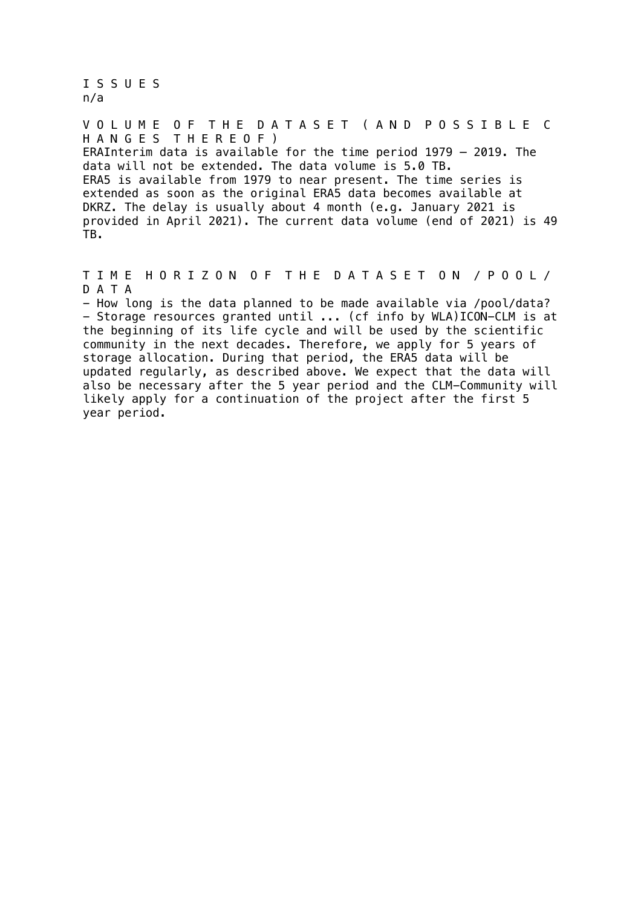## ISSUES

n/a

## VOLUME OF THE DATASET (AND POSSIBLE CHANGES THEREOF)

ERAInterim data is available for the time period 1979 – 2019. The data will not be extended. The data volume is 5.0 TB.
ERA5 is available from 1979 to near present. The time series is extended as soon as the original ERA5 data becomes available at DKRZ. The delay is usually about 4 month (e.g. January 2021 is provided in April 2021). The current data volume (end of 2021) is 49 TB.

## TIME HORIZON OF THE DATASET ON /POOL/DATA

- How long is the data planned to be made available via /pool/data?
- Storage resources granted until ... (cf info by WLA)ICON-CLM is at the beginning of its life cycle and will be used by the scientific community in the next decades. Therefore, we apply for 5 years of storage allocation. During that period, the ERA5 data will be updated regularly, as described above. We expect that the data will also be necessary after the 5 year period and the CLM-Community will likely apply for a continuation of the project after the first 5 year period.